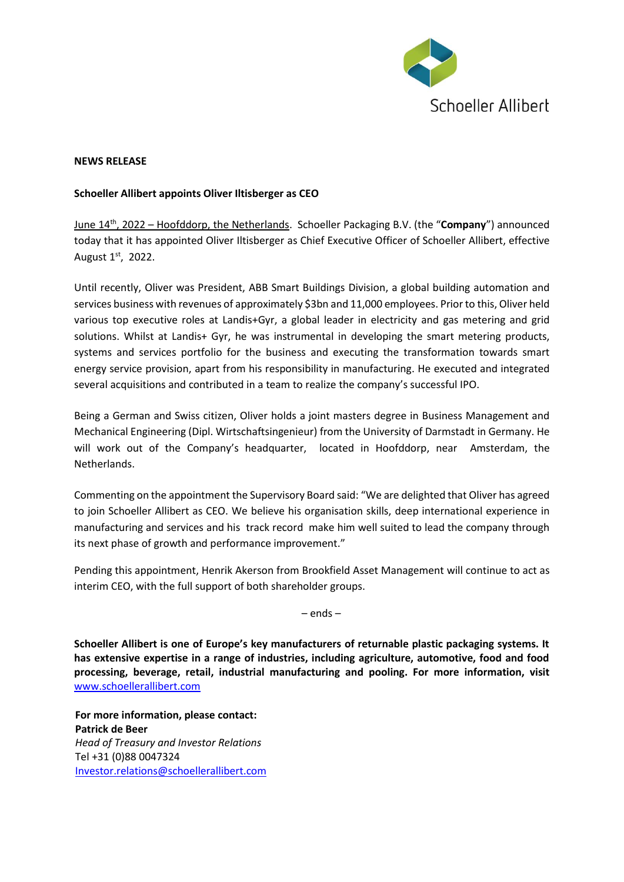Schoeller Allibert

**NEWS RELEASE**

**Schoeller Allibert appoints Oliver Iltisberger as CEO**

June 14th, 2022 – Hoofddorp, the Netherlands. Schoeller Packaging B.V. (the "**Company**") announced today that it has appointed Oliver Iltisberger as Chief Executive Officer of Schoeller Allibert, effective August 1st, 2022.

Until recently, Oliver was President, ABB Smart Buildings Division, a global building automation and services business with revenues of approximately $3bn and 11,000 employees. Prior to this, Oliver held various top executive roles at Landis+Gyr, a global leader in electricity and gas metering and grid solutions. Whilst at Landis+ Gyr, he was instrumental in developing the smart metering products, systems and services portfolio for the business and executing the transformation towards smart energy service provision, apart from his responsibility in manufacturing. He executed and integrated several acquisitions and contributed in a team to realize the company's successful IPO.

Being a German and Swiss citizen, Oliver holds a joint masters degree in Business Management and Mechanical Engineering (Dipl. Wirtschaftsingenieur) from the University of Darmstadt in Germany. He will work out of the Company's headquarter, located in Hoofddorp, near Amsterdam, the Netherlands.

Commenting on the appointment the Supervisory Board said: "We are delighted that Oliver has agreed to join Schoeller Allibert as CEO. We believe his organisation skills, deep international experience in manufacturing and services and his track record make him well suited to lead the company through its next phase of growth and performance improvement."

Pending this appointment, Henrik Akerson from Brookfield Asset Management will continue to act as interim CEO, with the full support of both shareholder groups.

– ends –

**Schoeller Allibert is one of Europe's key manufacturers of returnable plastic packaging systems. It has extensive expertise in a range of industries, including agriculture, automotive, food and food processing, beverage, retail, industrial manufacturing and pooling. For more information, visit** www.schoellerallibert.com

**For more information, please contact:**
**Patrick de Beer**
*Head of Treasury and Investor Relations*
Tel +31 (0)88 0047324
Investor.relations@schoellerallibert.com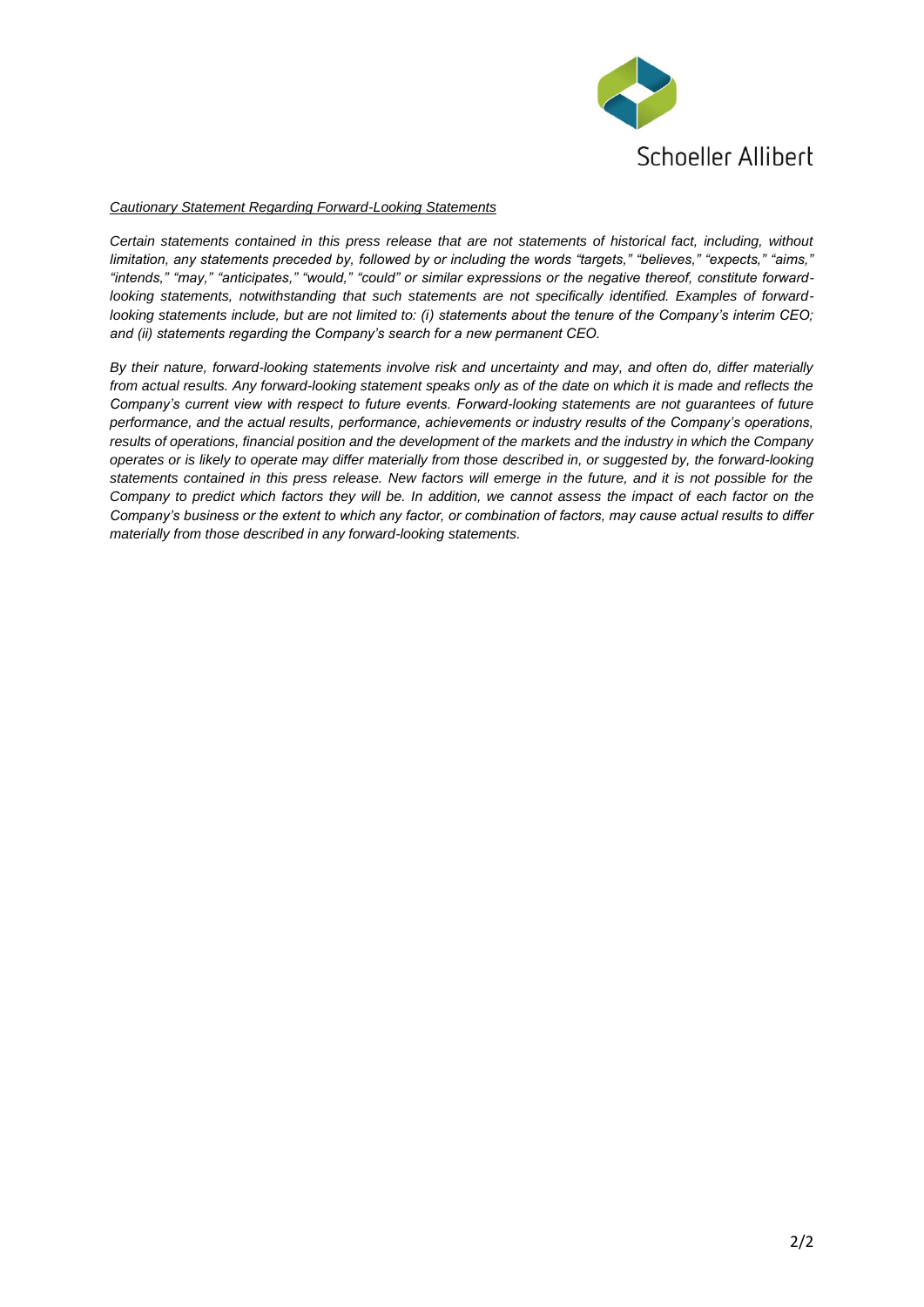*Cautionary Statement Regarding Forward-Looking Statements*

*Certain statements contained in this press release that are not statements of historical fact, including, without limitation, any statements preceded by, followed by or including the words "targets," "believes," "expects," "aims," "intends," "may," "anticipates," "would," "could" or similar expressions or the negative thereof, constitute forward-looking statements, notwithstanding that such statements are not specifically identified. Examples of forward-looking statements include, but are not limited to: (i) statements about the tenure of the Company's interim CEO; and (ii) statements regarding the Company's search for a new permanent CEO.*

*By their nature, forward-looking statements involve risk and uncertainty and may, and often do, differ materially from actual results. Any forward-looking statement speaks only as of the date on which it is made and reflects the Company's current view with respect to future events. Forward-looking statements are not guarantees of future performance, and the actual results, performance, achievements or industry results of the Company's operations, results of operations, financial position and the development of the markets and the industry in which the Company operates or is likely to operate may differ materially from those described in, or suggested by, the forward-looking statements contained in this press release. New factors will emerge in the future, and it is not possible for the Company to predict which factors they will be. In addition, we cannot assess the impact of each factor on the Company's business or the extent to which any factor, or combination of factors, may cause actual results to differ materially from those described in any forward-looking statements.*